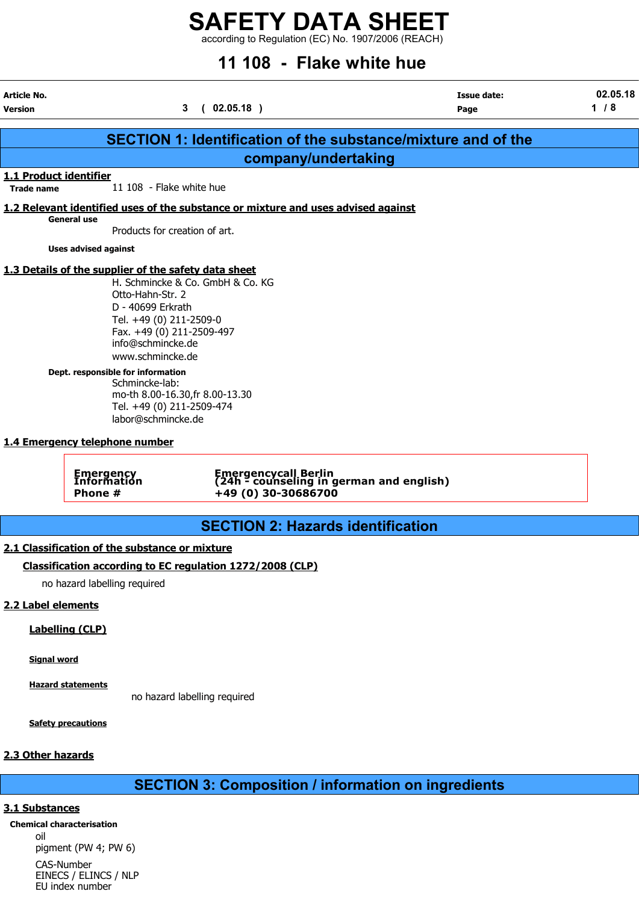# SAFETY DATA SHEET

according to Regulation (EC) No. 1907/2006 (REACH)

## 11 108 - Flake white hue

| Article No. | | Issue date: | 02.05.18 |
|---|---|---|---|
| Version | 3 ( 02.05.18 ) | | |

## SECTION 1: Identification of the substance/mixture and of the company/undertaking

### 1.1 Product identifier

**Trade name** 11 108 - Flake white hue

### 1.2 Relevant identified uses of the substance or mixture and uses advised against

**General use**

Products for creation of art.

**Uses advised against**

### 1.3 Details of the supplier of the safety data sheet

H. Schmincke & Co. GmbH & Co. KG
Otto-Hahn-Str. 2
D - 40699 Erkrath
Tel. +49 (0) 211-2509-0
Fax. +49 (0) 211-2509-497
info@schmincke.de
www.schmincke.de

**Dept. responsible for information**

Schmincke-lab:
mo-th 8.00-16.30,fr 8.00-13.30
Tel. +49 (0) 211-2509-474
labor@schmincke.de

### 1.4 Emergency telephone number

| | |
|---|---|
| **Emergency Information** | **Emergencycall Berlin (24h - counseling in german and english)** |
| **Phone #** | **+49 (0) 30-30686700** |

## SECTION 2: Hazards identification

### 2.1 Classification of the substance or mixture

**Classification according to EC regulation 1272/2008 (CLP)**

no hazard labelling required

### 2.2 Label elements

**Labelling (CLP)**

**Signal word**

**Hazard statements**

no hazard labelling required

**Safety precautions**

### 2.3 Other hazards

## SECTION 3: Composition / information on ingredients

### 3.1 Substances

**Chemical characterisation**

oil
pigment (PW 4; PW 6)

CAS-Number
EINECS / ELINCS / NLP
EU index number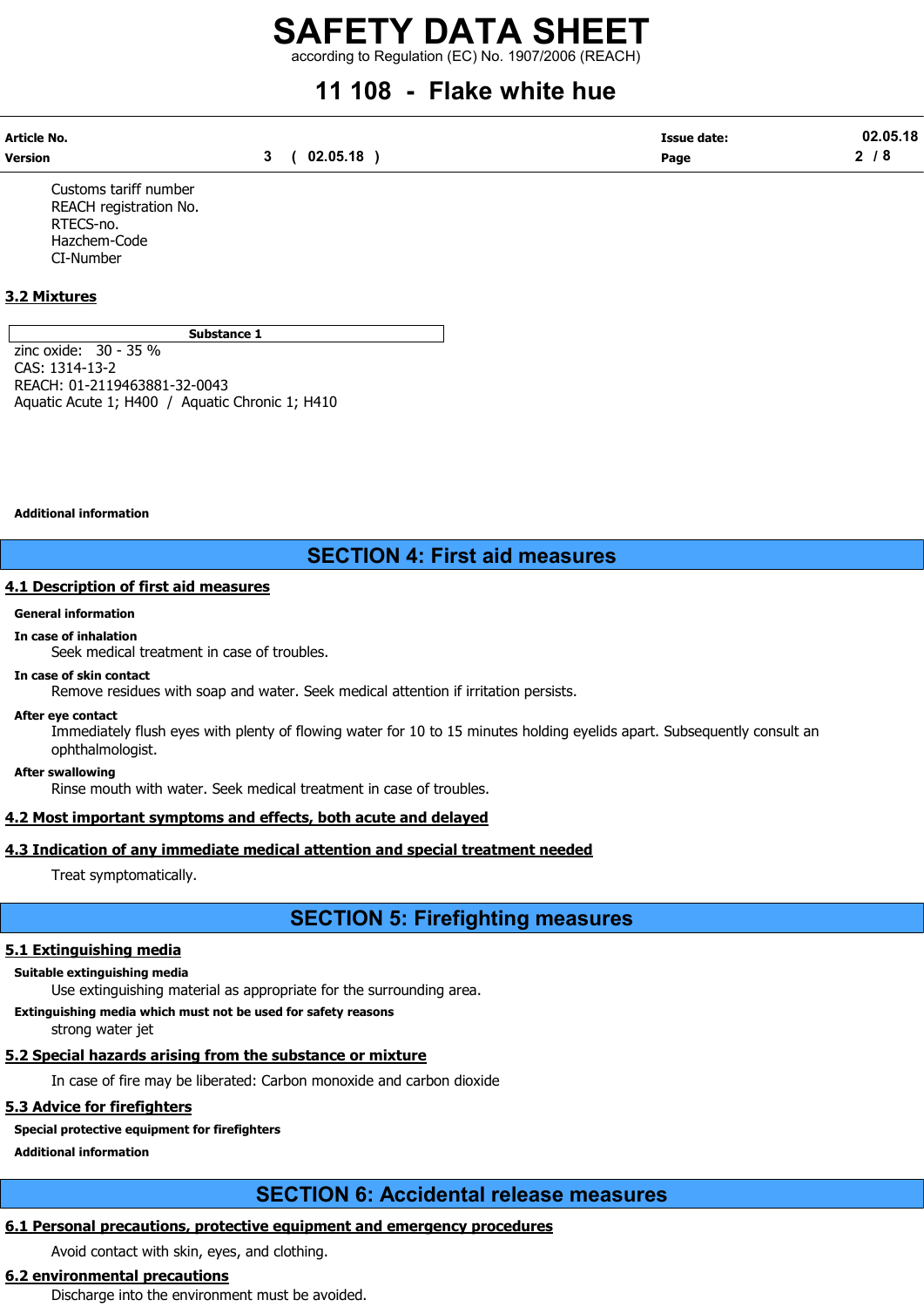Customs tariff number
REACH registration No.
RTECS-no.
Hazchem-Code
CI-Number

### 3.2 Mixtures

| Substance 1 |
|---|
| zinc oxide: 30 - 35 %<br>CAS: 1314-13-2<br>REACH: 01-2119463881-32-0043<br>Aquatic Acute 1; H400 / Aquatic Chronic 1; H410 |

**Additional information**

## SECTION 4: First aid measures

### 4.1 Description of first aid measures

**General information**

**In case of inhalation**

Seek medical treatment in case of troubles.

**In case of skin contact**

Remove residues with soap and water. Seek medical attention if irritation persists.

**After eye contact**

Immediately flush eyes with plenty of flowing water for 10 to 15 minutes holding eyelids apart. Subsequently consult an ophthalmologist.

**After swallowing**

Rinse mouth with water. Seek medical treatment in case of troubles.

### 4.2 Most important symptoms and effects, both acute and delayed

### 4.3 Indication of any immediate medical attention and special treatment needed

Treat symptomatically.

## SECTION 5: Firefighting measures

### 5.1 Extinguishing media

**Suitable extinguishing media**

Use extinguishing material as appropriate for the surrounding area.

**Extinguishing media which must not be used for safety reasons**

strong water jet

### 5.2 Special hazards arising from the substance or mixture

In case of fire may be liberated: Carbon monoxide and carbon dioxide

### 5.3 Advice for firefighters

**Special protective equipment for firefighters**

**Additional information**

## SECTION 6: Accidental release measures

### 6.1 Personal precautions, protective equipment and emergency procedures

Avoid contact with skin, eyes, and clothing.

### 6.2 environmental precautions

Discharge into the environment must be avoided.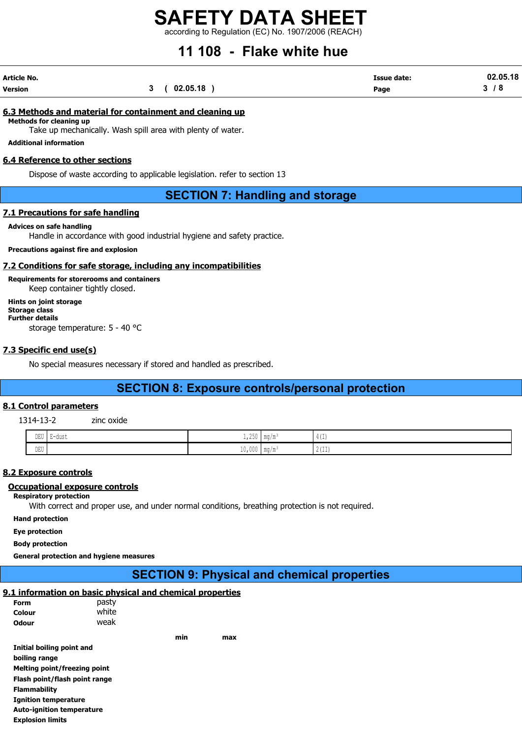### 6.3 Methods and material for containment and cleaning up

**Methods for cleaning up**

Take up mechanically. Wash spill area with plenty of water.

**Additional information**

### 6.4 Reference to other sections

Dispose of waste according to applicable legislation. refer to section 13

## SECTION 7: Handling and storage

### 7.1 Precautions for safe handling

**Advices on safe handling**

Handle in accordance with good industrial hygiene and safety practice.

**Precautions against fire and explosion**

### 7.2 Conditions for safe storage, including any incompatibilities

**Requirements for storerooms and containers**

Keep container tightly closed.

**Hints on joint storage**
**Storage class**
**Further details**

storage temperature: 5 - 40 °C

### 7.3 Specific end use(s)

No special measures necessary if stored and handled as prescribed.

## SECTION 8: Exposure controls/personal protection

### 8.1 Control parameters

1314-13-2 zinc oxide

| | | | | |
|---|---|---|---|---|
| DEU | E-dust | 1,250 | mg/m³ | 4(I) |
| DEU | | 10,000 | mg/m³ | 2(II) |

### 8.2 Exposure controls

#### Occupational exposure controls

**Respiratory protection**

With correct and proper use, and under normal conditions, breathing protection is not required.

**Hand protection**

**Eye protection**

**Body protection**

**General protection and hygiene measures**

## SECTION 9: Physical and chemical properties

### 9.1 information on basic physical and chemical properties

| | |
|---|---|
| **Form** | pasty |
| **Colour** | white |
| **Odour** | weak |

| | min | max |
|---|---|---|
| **Initial boiling point and boiling range** | | |
| **Melting point/freezing point** | | |
| **Flash point/flash point range** | | |
| **Flammability** | | |
| **Ignition temperature** | | |
| **Auto-ignition temperature** | | |
| **Explosion limits** | | |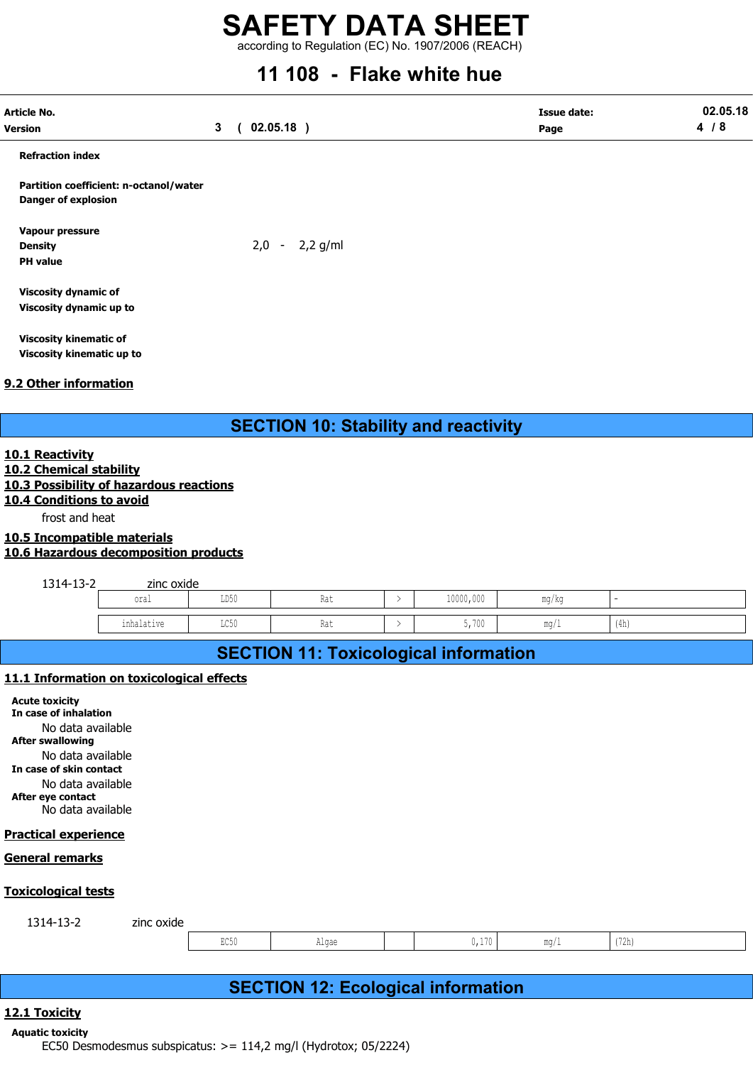**Refraction index**

**Partition coefficient: n-octanol/water**
**Danger of explosion**

**Vapour pressure**
**Density** 2,0 - 2,2 g/ml
**PH value**

**Viscosity dynamic of**
**Viscosity dynamic up to**

**Viscosity kinematic of**
**Viscosity kinematic up to**

### 9.2 Other information

## SECTION 10: Stability and reactivity

### 10.1 Reactivity
### 10.2 Chemical stability
### 10.3 Possibility of hazardous reactions
### 10.4 Conditions to avoid

frost and heat

### 10.5 Incompatible materials
### 10.6 Hazardous decomposition products

1314-13-2 zinc oxide

| | | | | | | |
|---|---|---|---|---|---|---|
| oral | LD50 | Rat | > | 10000,000 | mg/kg | - |
| inhalative | LC50 | Rat | > | 5,700 | mg/l | (4h) |

## SECTION 11: Toxicological information

### 11.1 Information on toxicological effects

**Acute toxicity**
**In case of inhalation**
No data available
**After swallowing**
No data available
**In case of skin contact**
No data available
**After eye contact**
No data available

### Practical experience

### General remarks

### Toxicological tests

1314-13-2 zinc oxide

| | | | | | |
|---|---|---|---|---|---|
| EC50 | Algae | | 0,170 | mg/l | (72h) |

## SECTION 12: Ecological information

### 12.1 Toxicity

**Aquatic toxicity**
EC50 Desmodesmus subspicatus: >= 114,2 mg/l (Hydrotox; 05/2224)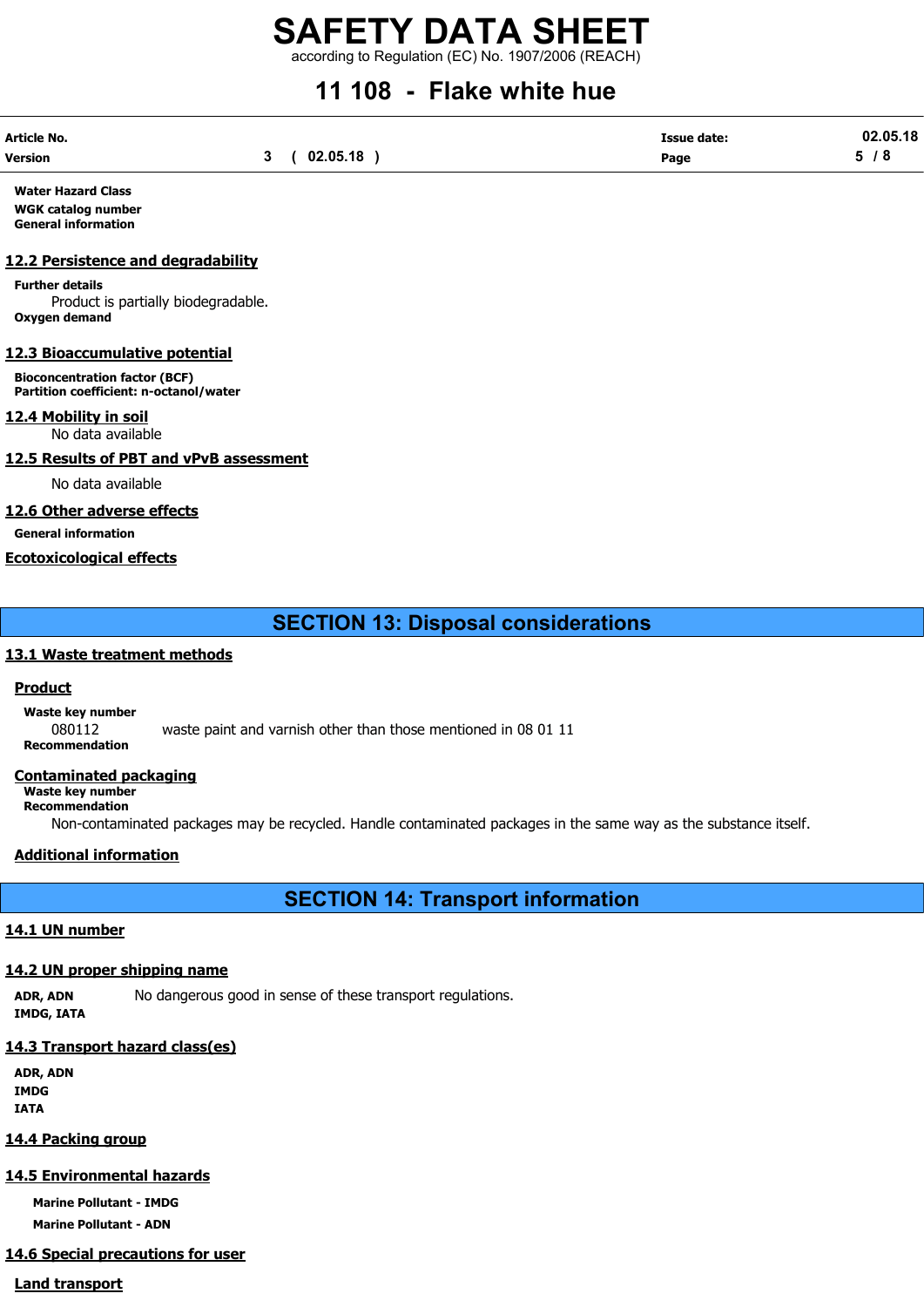**Water Hazard Class**

**WGK catalog number**

**General information**

### 12.2 Persistence and degradability

**Further details**

Product is partially biodegradable.

**Oxygen demand**

### 12.3 Bioaccumulative potential

**Bioconcentration factor (BCF)**

**Partition coefficient: n-octanol/water**

### 12.4 Mobility in soil

No data available

### 12.5 Results of PBT and vPvB assessment

No data available

### 12.6 Other adverse effects

**General information**

### Ecotoxicological effects

## SECTION 13: Disposal considerations

### 13.1 Waste treatment methods

#### Product

**Waste key number**

080112 waste paint and varnish other than those mentioned in 08 01 11

**Recommendation**

#### Contaminated packaging

**Waste key number**

**Recommendation**

Non-contaminated packages may be recycled. Handle contaminated packages in the same way as the substance itself.

#### Additional information

## SECTION 14: Transport information

### 14.1 UN number

### 14.2 UN proper shipping name

**ADR, ADN** No dangerous good in sense of these transport regulations.

**IMDG, IATA**

### 14.3 Transport hazard class(es)

**ADR, ADN**

**IMDG**

**IATA**

### 14.4 Packing group

### 14.5 Environmental hazards

**Marine Pollutant - IMDG**

**Marine Pollutant - ADN**

### 14.6 Special precautions for user

#### Land transport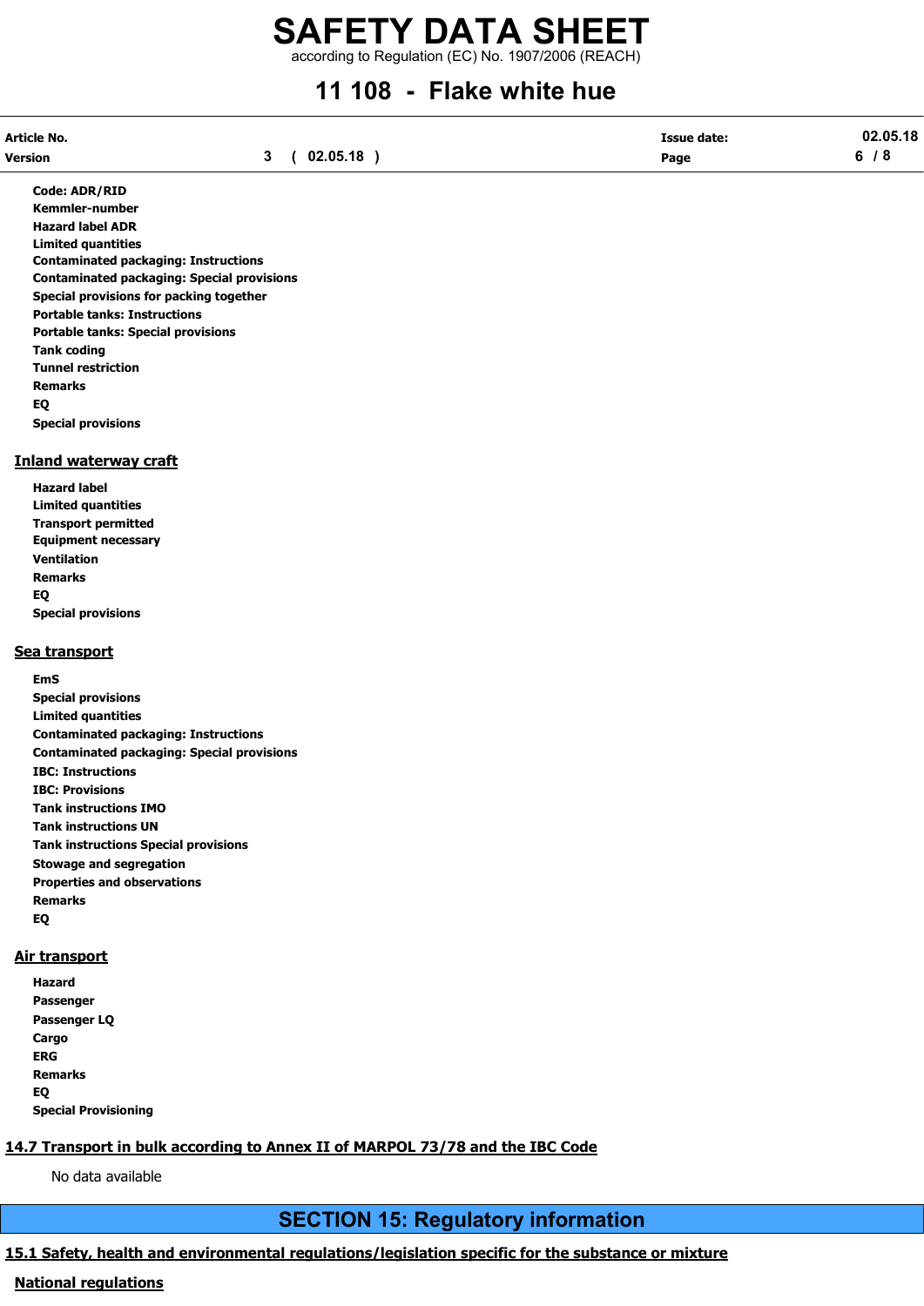**Code: ADR/RID**
**Kemmler-number**
**Hazard label ADR**
**Limited quantities**
**Contaminated packaging: Instructions**
**Contaminated packaging: Special provisions**
**Special provisions for packing together**
**Portable tanks: Instructions**
**Portable tanks: Special provisions**
**Tank coding**
**Tunnel restriction**
**Remarks**
**EQ**
**Special provisions**

## Inland waterway craft

**Hazard label**
**Limited quantities**
**Transport permitted**
**Equipment necessary**
**Ventilation**
**Remarks**
**EQ**
**Special provisions**

## Sea transport

**EmS**
**Special provisions**
**Limited quantities**
**Contaminated packaging: Instructions**
**Contaminated packaging: Special provisions**
**IBC: Instructions**
**IBC: Provisions**
**Tank instructions IMO**
**Tank instructions UN**
**Tank instructions Special provisions**
**Stowage and segregation**
**Properties and observations**
**Remarks**
**EQ**

## Air transport

**Hazard**
**Passenger**
**Passenger LQ**
**Cargo**
**ERG**
**Remarks**
**EQ**
**Special Provisioning**

## 14.7 Transport in bulk according to Annex II of MARPOL 73/78 and the IBC Code

No data available

# SECTION 15: Regulatory information

## 15.1 Safety, health and environmental regulations/legislation specific for the substance or mixture

### National regulations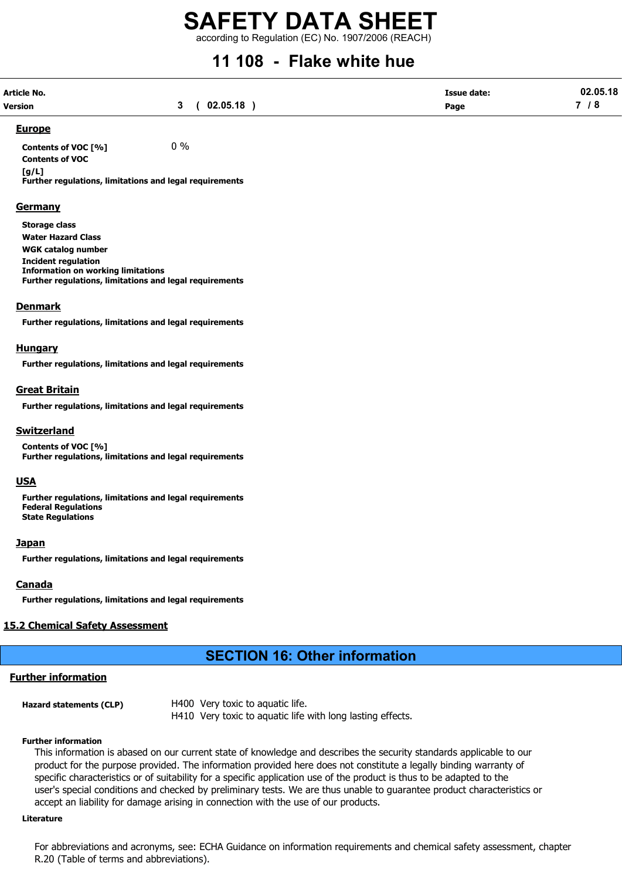#### Europe

**Contents of VOC [%]** 0 %

**Contents of VOC [g/L]**

**Further regulations, limitations and legal requirements**

#### Germany

**Storage class**

**Water Hazard Class**

**WGK catalog number**

**Incident regulation**

**Information on working limitations**

**Further regulations, limitations and legal requirements**

#### Denmark

**Further regulations, limitations and legal requirements**

#### Hungary

**Further regulations, limitations and legal requirements**

#### Great Britain

**Further regulations, limitations and legal requirements**

#### Switzerland

**Contents of VOC [%]**

**Further regulations, limitations and legal requirements**

#### USA

**Further regulations, limitations and legal requirements**

**Federal Regulations**

**State Regulations**

#### Japan

**Further regulations, limitations and legal requirements**

#### Canada

**Further regulations, limitations and legal requirements**

### 15.2 Chemical Safety Assessment

## SECTION 16: Other information

### Further information

**Hazard statements (CLP)**

H400 Very toxic to aquatic life.
H410 Very toxic to aquatic life with long lasting effects.

**Further information**

This information is abased on our current state of knowledge and describes the security standards applicable to our product for the purpose provided. The information provided here does not constitute a legally binding warranty of specific characteristics or of suitability for a specific application use of the product is thus to be adapted to the user's special conditions and checked by preliminary tests. We are thus unable to guarantee product characteristics or accept an liability for damage arising in connection with the use of our products.

**Literature**

For abbreviations and acronyms, see: ECHA Guidance on information requirements and chemical safety assessment, chapter R.20 (Table of terms and abbreviations).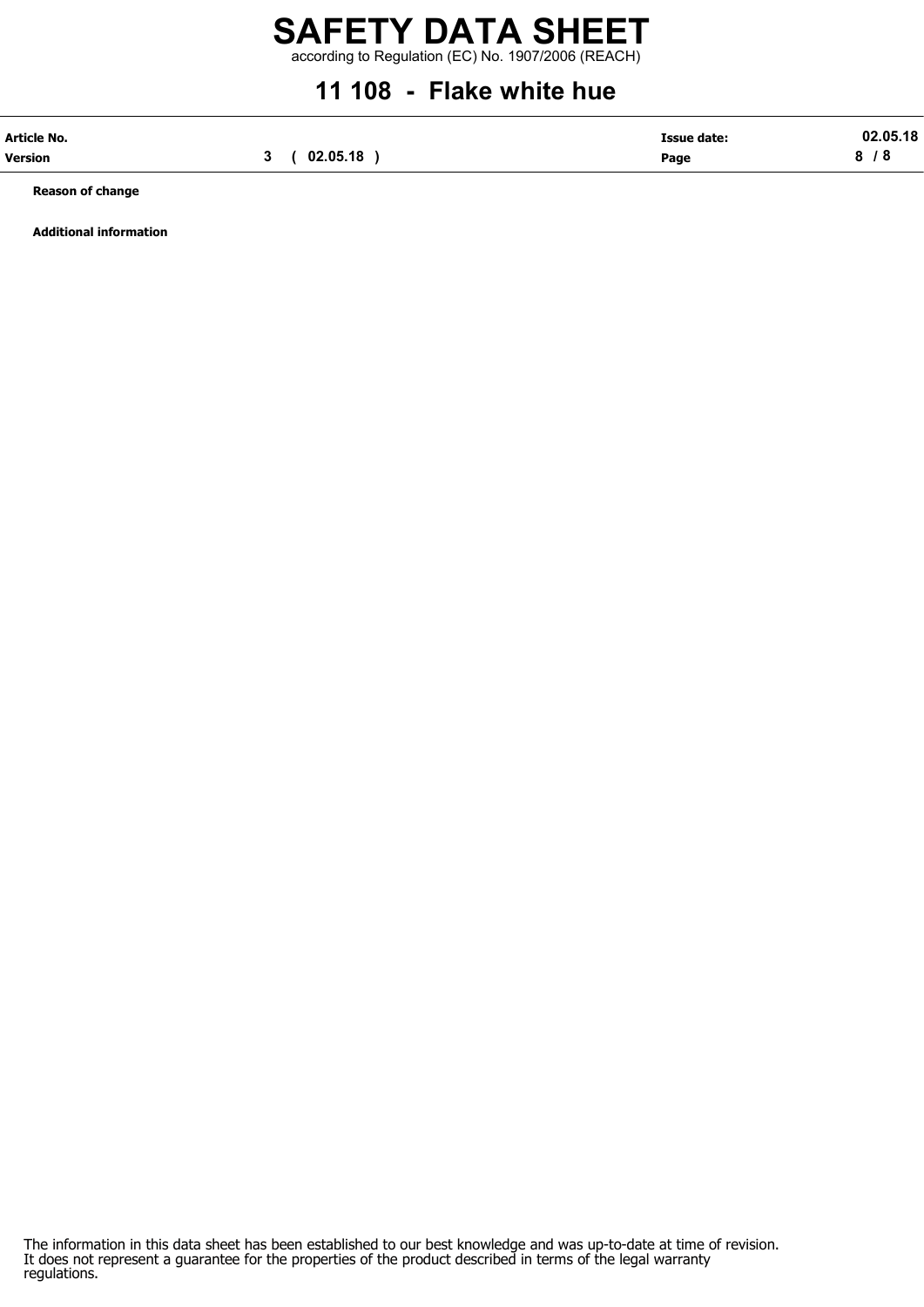**Reason of change**

**Additional information**

The information in this data sheet has been established to our best knowledge and was up-to-date at time of revision. It does not represent a guarantee for the properties of the product described in terms of the legal warranty regulations.